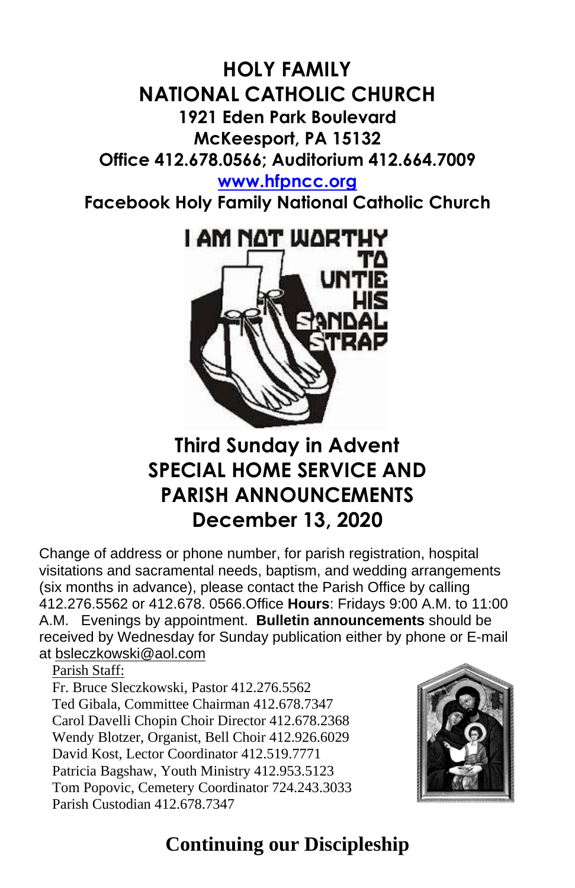# HOLY FAMILY NATIONAL CATHOLIC CHURCH

**1921 Eden Park Boulevard**
**McKeesport, PA 15132**
**Office 412.678.0566; Auditorium 412.664.7009**
**[www.hfpncc.org](http://www.hfpncc.org)**
**Facebook Holy Family National Catholic Church**

I AM NOT WORTHY TO UNTIE HIS SANDAL STRAP

## Third Sunday in Advent
## SPECIAL HOME SERVICE AND PARISH ANNOUNCEMENTS
## December 13, 2020

Change of address or phone number, for parish registration, hospital visitations and sacramental needs, baptism, and wedding arrangements (six months in advance), please contact the Parish Office by calling 412.276.5562 or 412.678. 0566.Office **Hours**: Fridays 9:00 A.M. to 11:00 A.M. Evenings by appointment. **Bulletin announcements** should be received by Wednesday for Sunday publication either by phone or E-mail at bsleczkowski@aol.com

Parish Staff:
Fr. Bruce Sleczkowski, Pastor 412.276.5562
Ted Gibala, Committee Chairman 412.678.7347
Carol Davelli Chopin Choir Director 412.678.2368
Wendy Blotzer, Organist, Bell Choir 412.926.6029
David Kost, Lector Coordinator 412.519.7771
Patricia Bagshaw, Youth Ministry 412.953.5123
Tom Popovic, Cemetery Coordinator 724.243.3033
Parish Custodian 412.678.7347

## Continuing our Discipleship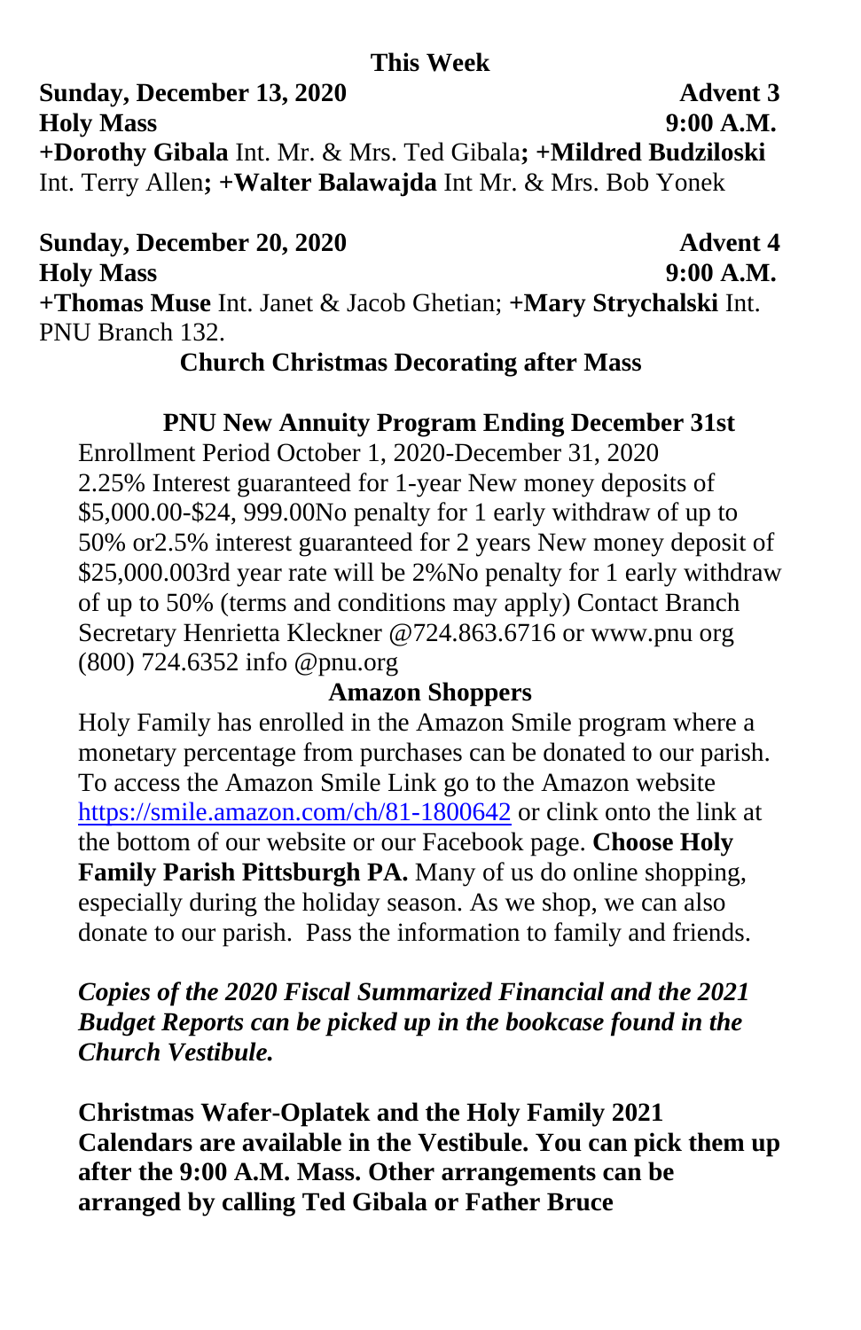**This Week**

**Sunday, December 13, 2020 Advent 3**
**Holy Mass 9:00 A.M.**
**+Dorothy Gibala** Int. Mr. & Mrs. Ted Gibala**; +Mildred Budziloski** Int. Terry Allen**; +Walter Balawajda** Int Mr. & Mrs. Bob Yonek

**Sunday, December 20, 2020 Advent 4**
**Holy Mass 9:00 A.M.**
**+Thomas Muse** Int. Janet & Jacob Ghetian; **+Mary Strychalski** Int. PNU Branch 132.

**Church Christmas Decorating after Mass**

**PNU New Annuity Program Ending December 31st**

Enrollment Period October 1, 2020-December 31, 2020 2.25% Interest guaranteed for 1-year New money deposits of $5,000.00-$24, 999.00No penalty for 1 early withdraw of up to 50% or2.5% interest guaranteed for 2 years New money deposit of $25,000.003rd year rate will be 2%No penalty for 1 early withdraw of up to 50% (terms and conditions may apply) Contact Branch Secretary Henrietta Kleckner @724.863.6716 or www.pnu org (800) 724.6352 info @pnu.org

**Amazon Shoppers**

Holy Family has enrolled in the Amazon Smile program where a monetary percentage from purchases can be donated to our parish. To access the Amazon Smile Link go to the Amazon website https://smile.amazon.com/ch/81-1800642 or clink onto the link at the bottom of our website or our Facebook page. **Choose Holy Family Parish Pittsburgh PA.** Many of us do online shopping, especially during the holiday season. As we shop, we can also donate to our parish. Pass the information to family and friends.

***Copies of the 2020 Fiscal Summarized Financial and the 2021 Budget Reports can be picked up in the bookcase found in the Church Vestibule.***

**Christmas Wafer-Oplatek and the Holy Family 2021 Calendars are available in the Vestibule. You can pick them up after the 9:00 A.M. Mass. Other arrangements can be arranged by calling Ted Gibala or Father Bruce**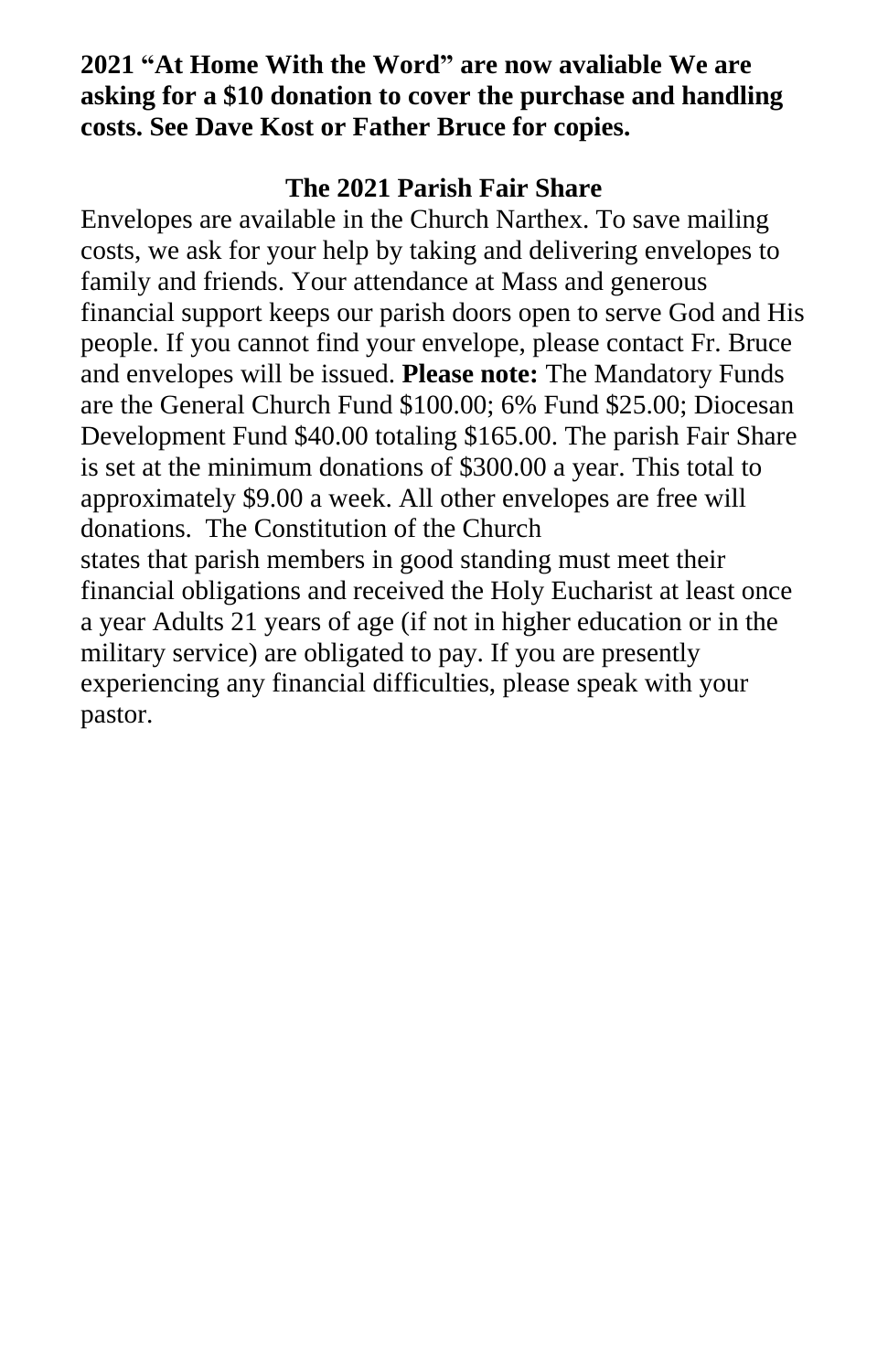**2021 "At Home With the Word" are now avaliable We are asking for a $10 donation to cover the purchase and handling costs. See Dave Kost or Father Bruce for copies.**

## The 2021 Parish Fair Share

Envelopes are available in the Church Narthex. To save mailing costs, we ask for your help by taking and delivering envelopes to family and friends. Your attendance at Mass and generous financial support keeps our parish doors open to serve God and His people. If you cannot find your envelope, please contact Fr. Bruce and envelopes will be issued. **Please note:** The Mandatory Funds are the General Church Fund $100.00; 6% Fund $25.00; Diocesan Development Fund $40.00 totaling $165.00. The parish Fair Share is set at the minimum donations of $300.00 a year. This total to approximately $9.00 a week. All other envelopes are free will donations. The Constitution of the Church states that parish members in good standing must meet their financial obligations and received the Holy Eucharist at least once a year Adults 21 years of age (if not in higher education or in the military service) are obligated to pay. If you are presently experiencing any financial difficulties, please speak with your pastor.